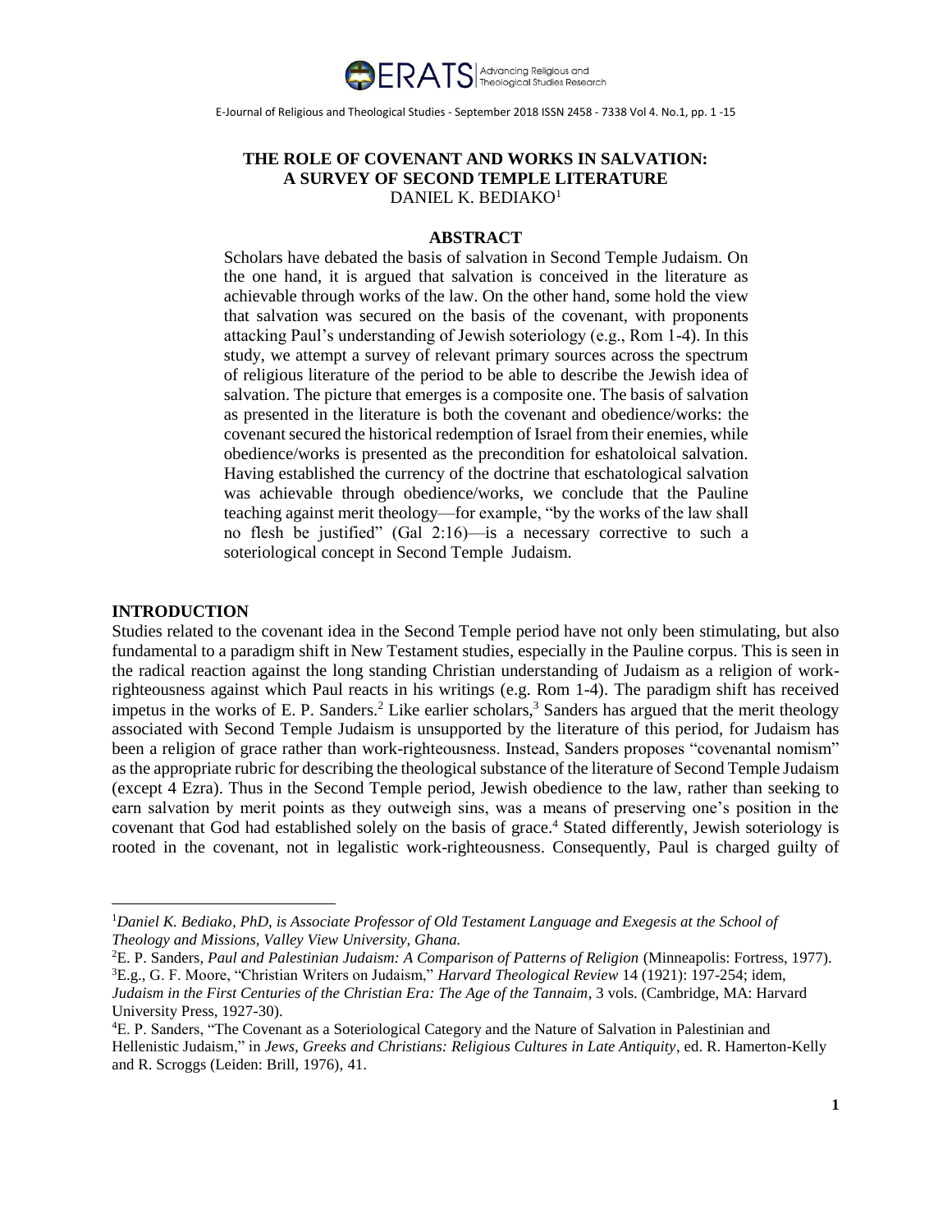# THE ROLE OF COVENANT AND WORKS IN SALVATION: A SURVEY OF SECOND TEMPLE LITERATURE

DANIEL K. BEDIAKO[1]

## ABSTRACT

Scholars have debated the basis of salvation in Second Temple Judaism. On the one hand, it is argued that salvation is conceived in the literature as achievable through works of the law. On the other hand, some hold the view that salvation was secured on the basis of the covenant, with proponents attacking Paul's understanding of Jewish soteriology (e.g., Rom 1-4). In this study, we attempt a survey of relevant primary sources across the spectrum of religious literature of the period to be able to describe the Jewish idea of salvation. The picture that emerges is a composite one. The basis of salvation as presented in the literature is both the covenant and obedience/works: the covenant secured the historical redemption of Israel from their enemies, while obedience/works is presented as the precondition for eshatoloical salvation. Having established the currency of the doctrine that eschatological salvation was achievable through obedience/works, we conclude that the Pauline teaching against merit theology—for example, "by the works of the law shall no flesh be justified" (Gal 2:16)—is a necessary corrective to such a soteriological concept in Second Temple Judaism.

## INTRODUCTION

Studies related to the covenant idea in the Second Temple period have not only been stimulating, but also fundamental to a paradigm shift in New Testament studies, especially in the Pauline corpus. This is seen in the radical reaction against the long standing Christian understanding of Judaism as a religion of work-righteousness against which Paul reacts in his writings (e.g. Rom 1-4). The paradigm shift has received impetus in the works of E. P. Sanders.[2] Like earlier scholars,[3] Sanders has argued that the merit theology associated with Second Temple Judaism is unsupported by the literature of this period, for Judaism has been a religion of grace rather than work-righteousness. Instead, Sanders proposes "covenantal nomism" as the appropriate rubric for describing the theological substance of the literature of Second Temple Judaism (except 4 Ezra). Thus in the Second Temple period, Jewish obedience to the law, rather than seeking to earn salvation by merit points as they outweigh sins, was a means of preserving one's position in the covenant that God had established solely on the basis of grace.[4] Stated differently, Jewish soteriology is rooted in the covenant, not in legalistic work-righteousness. Consequently, Paul is charged guilty of

---

[1] *Daniel K. Bediako, PhD, is Associate Professor of Old Testament Language and Exegesis at the School of Theology and Missions, Valley View University, Ghana.*

[2] E. P. Sanders, *Paul and Palestinian Judaism: A Comparison of Patterns of Religion* (Minneapolis: Fortress, 1977).

[3] E.g., G. F. Moore, "Christian Writers on Judaism," *Harvard Theological Review* 14 (1921): 197-254; idem, *Judaism in the First Centuries of the Christian Era: The Age of the Tannaim*, 3 vols. (Cambridge, MA: Harvard University Press, 1927-30).

[4] E. P. Sanders, "The Covenant as a Soteriological Category and the Nature of Salvation in Palestinian and Hellenistic Judaism," in *Jews, Greeks and Christians: Religious Cultures in Late Antiquity*, ed. R. Hamerton-Kelly and R. Scroggs (Leiden: Brill, 1976), 41.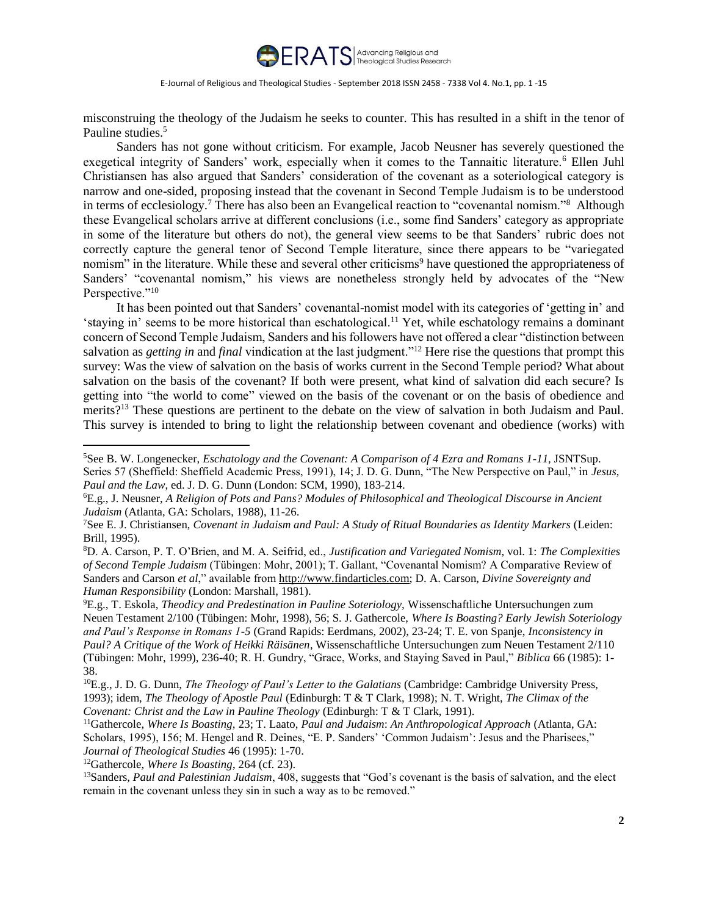misconstruing the theology of the Judaism he seeks to counter. This has resulted in a shift in the tenor of Pauline studies.[5]

Sanders has not gone without criticism. For example, Jacob Neusner has severely questioned the exegetical integrity of Sanders' work, especially when it comes to the Tannaitic literature.[6] Ellen Juhl Christiansen has also argued that Sanders' consideration of the covenant as a soteriological category is narrow and one-sided, proposing instead that the covenant in Second Temple Judaism is to be understood in terms of ecclesiology.[7] There has also been an Evangelical reaction to "covenantal nomism."[8] Although these Evangelical scholars arrive at different conclusions (i.e., some find Sanders' category as appropriate in some of the literature but others do not), the general view seems to be that Sanders' rubric does not correctly capture the general tenor of Second Temple literature, since there appears to be "variegated nomism" in the literature. While these and several other criticisms[9] have questioned the appropriateness of Sanders' "covenantal nomism," his views are nonetheless strongly held by advocates of the "New Perspective."[10]

It has been pointed out that Sanders' covenantal-nomist model with its categories of 'getting in' and 'staying in' seems to be more historical than eschatological.[11] Yet, while eschatology remains a dominant concern of Second Temple Judaism, Sanders and his followers have not offered a clear "distinction between salvation as *getting in* and *final* vindication at the last judgment."[12] Here rise the questions that prompt this survey: Was the view of salvation on the basis of works current in the Second Temple period? What about salvation on the basis of the covenant? If both were present, what kind of salvation did each secure? Is getting into "the world to come" viewed on the basis of the covenant or on the basis of obedience and merits?[13] These questions are pertinent to the debate on the view of salvation in both Judaism and Paul. This survey is intended to bring to light the relationship between covenant and obedience (works) with

---

[5]See B. W. Longenecker, *Eschatology and the Covenant: A Comparison of 4 Ezra and Romans 1-11*, JSNTSup. Series 57 (Sheffield: Sheffield Academic Press, 1991), 14; J. D. G. Dunn, "The New Perspective on Paul," in *Jesus, Paul and the Law*, ed. J. D. G. Dunn (London: SCM, 1990), 183-214.

[6]E.g., J. Neusner, *A Religion of Pots and Pans? Modules of Philosophical and Theological Discourse in Ancient Judaism* (Atlanta, GA: Scholars, 1988), 11-26.

[7]See E. J. Christiansen, *Covenant in Judaism and Paul: A Study of Ritual Boundaries as Identity Markers* (Leiden: Brill, 1995).

[8]D. A. Carson, P. T. O'Brien, and M. A. Seifrid, ed., *Justification and Variegated Nomism*, vol. 1: *The Complexities of Second Temple Judaism* (Tübingen: Mohr, 2001); T. Gallant, "Covenantal Nomism? A Comparative Review of Sanders and Carson *et al*," available from http://www.findarticles.com; D. A. Carson, *Divine Sovereignty and Human Responsibility* (London: Marshall, 1981).

[9]E.g., T. Eskola, *Theodicy and Predestination in Pauline Soteriology*, Wissenschaftliche Untersuchungen zum Neuen Testament 2/100 (Tübingen: Mohr, 1998), 56; S. J. Gathercole, *Where Is Boasting? Early Jewish Soteriology and Paul's Response in Romans 1-5* (Grand Rapids: Eerdmans, 2002), 23-24; T. E. von Spanje, *Inconsistency in Paul? A Critique of the Work of Heikki Räisänen*, Wissenschaftliche Untersuchungen zum Neuen Testament 2/110 (Tübingen: Mohr, 1999), 236-40; R. H. Gundry, "Grace, Works, and Staying Saved in Paul," *Biblica* 66 (1985): 1-38.

[10]E.g., J. D. G. Dunn, *The Theology of Paul's Letter to the Galatians* (Cambridge: Cambridge University Press, 1993); idem, *The Theology of Apostle Paul* (Edinburgh: T & T Clark, 1998); N. T. Wright, *The Climax of the Covenant: Christ and the Law in Pauline Theology* (Edinburgh: T & T Clark, 1991).

[11]Gathercole, *Where Is Boasting*, 23; T. Laato, *Paul and Judaism*: *An Anthropological Approach* (Atlanta, GA: Scholars, 1995), 156; M. Hengel and R. Deines, "E. P. Sanders' 'Common Judaism': Jesus and the Pharisees," *Journal of Theological Studies* 46 (1995): 1-70.

[12]Gathercole, *Where Is Boasting*, 264 (cf. 23).

[13]Sanders, *Paul and Palestinian Judaism*, 408, suggests that "God's covenant is the basis of salvation, and the elect remain in the covenant unless they sin in such a way as to be removed."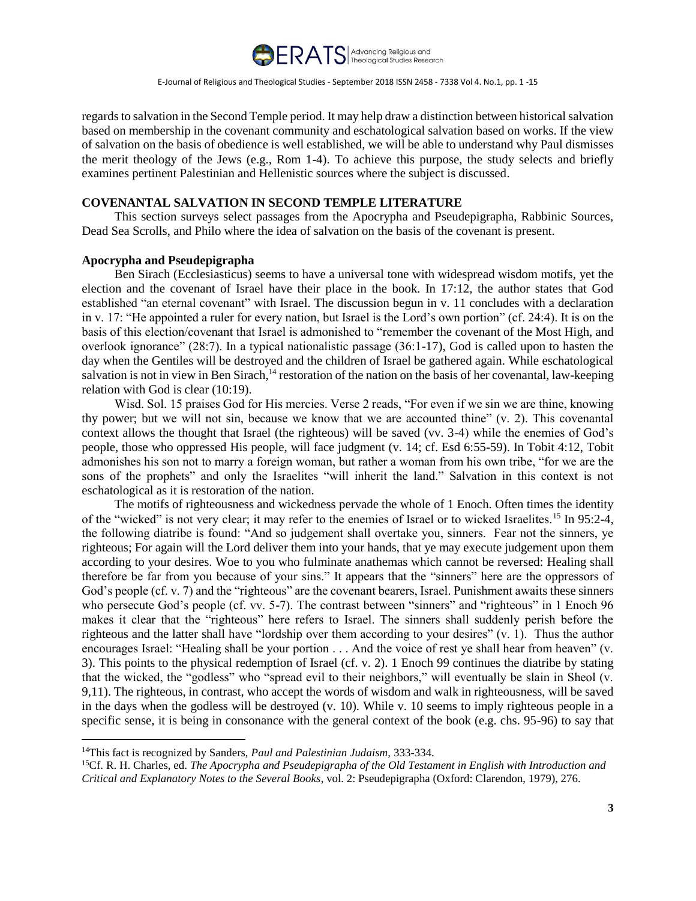regards to salvation in the Second Temple period. It may help draw a distinction between historical salvation based on membership in the covenant community and eschatological salvation based on works. If the view of salvation on the basis of obedience is well established, we will be able to understand why Paul dismisses the merit theology of the Jews (e.g., Rom 1-4). To achieve this purpose, the study selects and briefly examines pertinent Palestinian and Hellenistic sources where the subject is discussed.

## COVENANTAL SALVATION IN SECOND TEMPLE LITERATURE

This section surveys select passages from the Apocrypha and Pseudepigrapha, Rabbinic Sources, Dead Sea Scrolls, and Philo where the idea of salvation on the basis of the covenant is present.

### Apocrypha and Pseudepigrapha

Ben Sirach (Ecclesiasticus) seems to have a universal tone with widespread wisdom motifs, yet the election and the covenant of Israel have their place in the book. In 17:12, the author states that God established "an eternal covenant" with Israel. The discussion begun in v. 11 concludes with a declaration in v. 17: "He appointed a ruler for every nation, but Israel is the Lord's own portion" (cf. 24:4). It is on the basis of this election/covenant that Israel is admonished to "remember the covenant of the Most High, and overlook ignorance" (28:7). In a typical nationalistic passage (36:1-17), God is called upon to hasten the day when the Gentiles will be destroyed and the children of Israel be gathered again. While eschatological salvation is not in view in Ben Sirach,[14] restoration of the nation on the basis of her covenantal, law-keeping relation with God is clear (10:19).

Wisd. Sol. 15 praises God for His mercies. Verse 2 reads, "For even if we sin we are thine, knowing thy power; but we will not sin, because we know that we are accounted thine" (v. 2). This covenantal context allows the thought that Israel (the righteous) will be saved (vv. 3-4) while the enemies of God's people, those who oppressed His people, will face judgment (v. 14; cf. Esd 6:55-59). In Tobit 4:12, Tobit admonishes his son not to marry a foreign woman, but rather a woman from his own tribe, "for we are the sons of the prophets" and only the Israelites "will inherit the land." Salvation in this context is not eschatological as it is restoration of the nation.

The motifs of righteousness and wickedness pervade the whole of 1 Enoch. Often times the identity of the "wicked" is not very clear; it may refer to the enemies of Israel or to wicked Israelites.[15] In 95:2-4, the following diatribe is found: "And so judgement shall overtake you, sinners. Fear not the sinners, ye righteous; For again will the Lord deliver them into your hands, that ye may execute judgement upon them according to your desires. Woe to you who fulminate anathemas which cannot be reversed: Healing shall therefore be far from you because of your sins." It appears that the "sinners" here are the oppressors of God's people (cf. v. 7) and the "righteous" are the covenant bearers, Israel. Punishment awaits these sinners who persecute God's people (cf. vv. 5-7). The contrast between "sinners" and "righteous" in 1 Enoch 96 makes it clear that the "righteous" here refers to Israel. The sinners shall suddenly perish before the righteous and the latter shall have "lordship over them according to your desires" (v. 1). Thus the author encourages Israel: "Healing shall be your portion . . . And the voice of rest ye shall hear from heaven" (v. 3). This points to the physical redemption of Israel (cf. v. 2). 1 Enoch 99 continues the diatribe by stating that the wicked, the "godless" who "spread evil to their neighbors," will eventually be slain in Sheol (v. 9,11). The righteous, in contrast, who accept the words of wisdom and walk in righteousness, will be saved in the days when the godless will be destroyed (v. 10). While v. 10 seems to imply righteous people in a specific sense, it is being in consonance with the general context of the book (e.g. chs. 95-96) to say that

---

[14] This fact is recognized by Sanders, *Paul and Palestinian Judaism*, 333-334.

[15] Cf. R. H. Charles, ed. *The Apocrypha and Pseudepigrapha of the Old Testament in English with Introduction and Critical and Explanatory Notes to the Several Books*, vol. 2: Pseudepigrapha (Oxford: Clarendon, 1979), 276.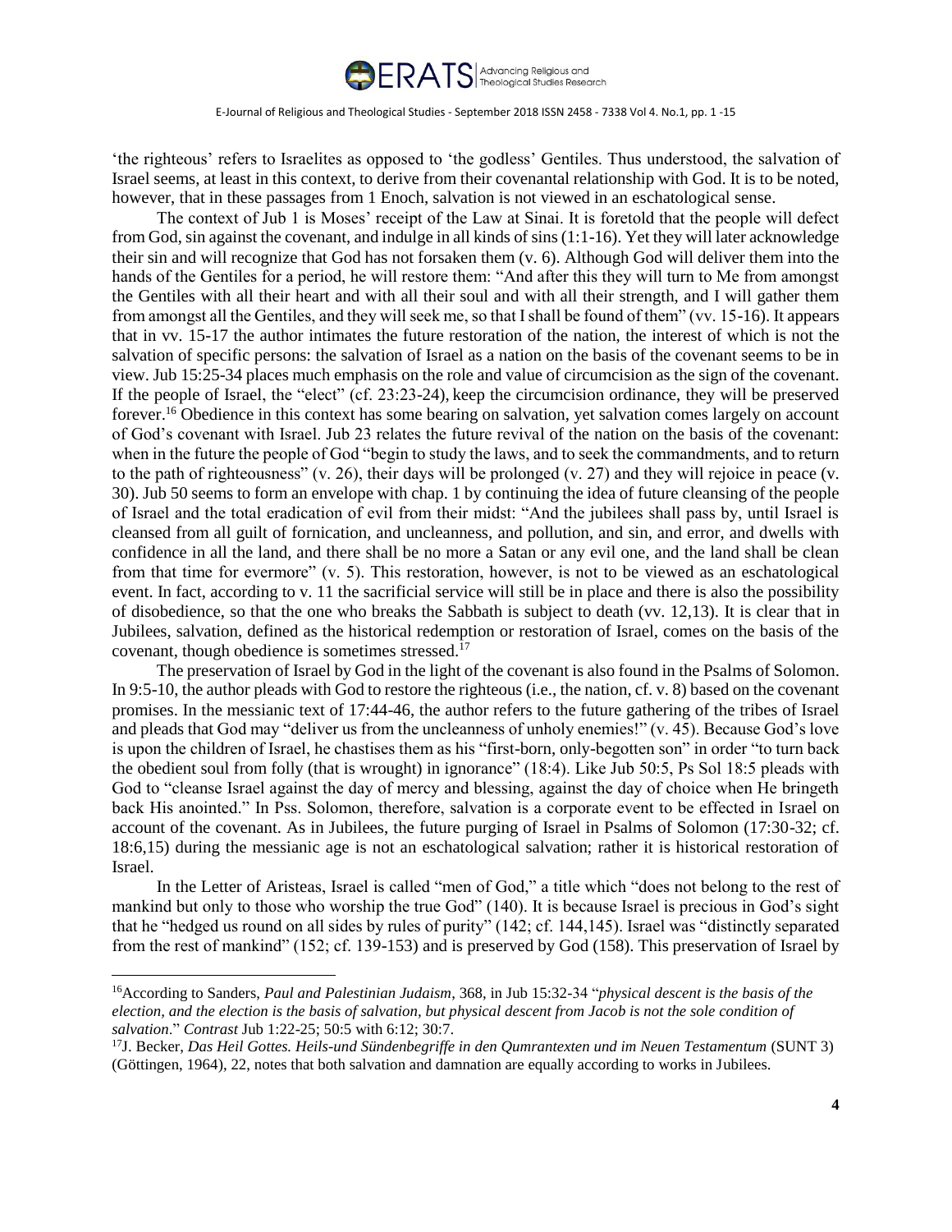'the righteous' refers to Israelites as opposed to 'the godless' Gentiles. Thus understood, the salvation of Israel seems, at least in this context, to derive from their covenantal relationship with God. It is to be noted, however, that in these passages from 1 Enoch, salvation is not viewed in an eschatological sense.

The context of Jub 1 is Moses' receipt of the Law at Sinai. It is foretold that the people will defect from God, sin against the covenant, and indulge in all kinds of sins (1:1-16). Yet they will later acknowledge their sin and will recognize that God has not forsaken them (v. 6). Although God will deliver them into the hands of the Gentiles for a period, he will restore them: "And after this they will turn to Me from amongst the Gentiles with all their heart and with all their soul and with all their strength, and I will gather them from amongst all the Gentiles, and they will seek me, so that I shall be found of them" (vv. 15-16). It appears that in vv. 15-17 the author intimates the future restoration of the nation, the interest of which is not the salvation of specific persons: the salvation of Israel as a nation on the basis of the covenant seems to be in view. Jub 15:25-34 places much emphasis on the role and value of circumcision as the sign of the covenant. If the people of Israel, the "elect" (cf. 23:23-24), keep the circumcision ordinance, they will be preserved forever.[16] Obedience in this context has some bearing on salvation, yet salvation comes largely on account of God's covenant with Israel. Jub 23 relates the future revival of the nation on the basis of the covenant: when in the future the people of God "begin to study the laws, and to seek the commandments, and to return to the path of righteousness" (v. 26), their days will be prolonged (v. 27) and they will rejoice in peace (v. 30). Jub 50 seems to form an envelope with chap. 1 by continuing the idea of future cleansing of the people of Israel and the total eradication of evil from their midst: "And the jubilees shall pass by, until Israel is cleansed from all guilt of fornication, and uncleanness, and pollution, and sin, and error, and dwells with confidence in all the land, and there shall be no more a Satan or any evil one, and the land shall be clean from that time for evermore" (v. 5). This restoration, however, is not to be viewed as an eschatological event. In fact, according to v. 11 the sacrificial service will still be in place and there is also the possibility of disobedience, so that the one who breaks the Sabbath is subject to death (vv. 12,13). It is clear that in Jubilees, salvation, defined as the historical redemption or restoration of Israel, comes on the basis of the covenant, though obedience is sometimes stressed.[17]

The preservation of Israel by God in the light of the covenant is also found in the Psalms of Solomon. In 9:5-10, the author pleads with God to restore the righteous (i.e., the nation, cf. v. 8) based on the covenant promises. In the messianic text of 17:44-46, the author refers to the future gathering of the tribes of Israel and pleads that God may "deliver us from the uncleanness of unholy enemies!" (v. 45). Because God's love is upon the children of Israel, he chastises them as his "first-born, only-begotten son" in order "to turn back the obedient soul from folly (that is wrought) in ignorance" (18:4). Like Jub 50:5, Ps Sol 18:5 pleads with God to "cleanse Israel against the day of mercy and blessing, against the day of choice when He bringeth back His anointed." In Pss. Solomon, therefore, salvation is a corporate event to be effected in Israel on account of the covenant. As in Jubilees, the future purging of Israel in Psalms of Solomon (17:30-32; cf. 18:6,15) during the messianic age is not an eschatological salvation; rather it is historical restoration of Israel.

In the Letter of Aristeas, Israel is called "men of God," a title which "does not belong to the rest of mankind but only to those who worship the true God" (140). It is because Israel is precious in God's sight that he "hedged us round on all sides by rules of purity" (142; cf. 144,145). Israel was "distinctly separated from the rest of mankind" (152; cf. 139-153) and is preserved by God (158). This preservation of Israel by

---

[16]According to Sanders, *Paul and Palestinian Judaism*, 368, in Jub 15:32-34 "*physical descent is the basis of the election, and the election is the basis of salvation, but physical descent from Jacob is not the sole condition of salvation*." *Contrast* Jub 1:22-25; 50:5 with 6:12; 30:7.

[17]J. Becker, *Das Heil Gottes. Heils-und Sündenbegriffe in den Qumrantexten und im Neuen Testamentum* (SUNT 3) (Göttingen, 1964), 22, notes that both salvation and damnation are equally according to works in Jubilees.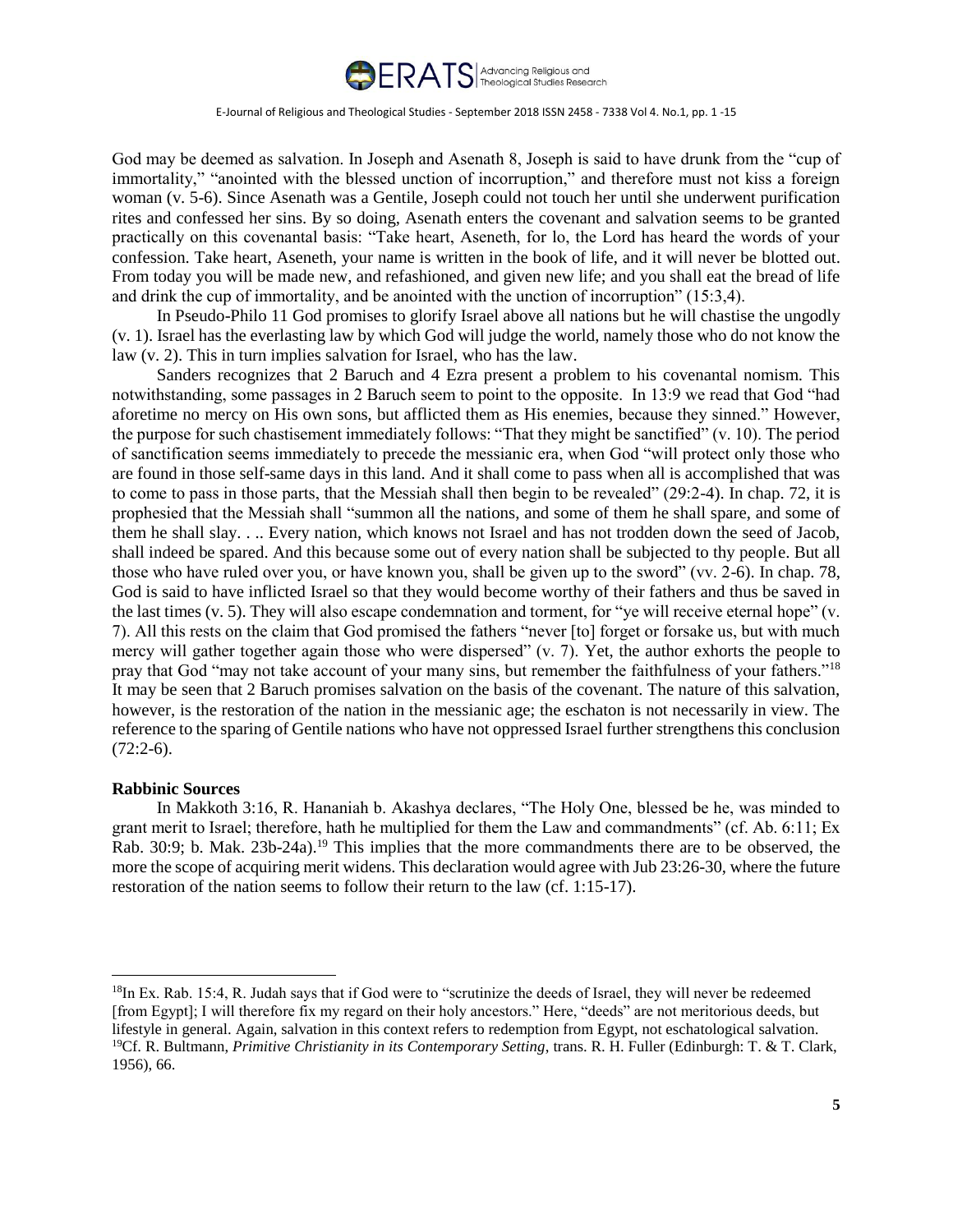God may be deemed as salvation. In Joseph and Asenath 8, Joseph is said to have drunk from the "cup of immortality," "anointed with the blessed unction of incorruption," and therefore must not kiss a foreign woman (v. 5-6). Since Asenath was a Gentile, Joseph could not touch her until she underwent purification rites and confessed her sins. By so doing, Asenath enters the covenant and salvation seems to be granted practically on this covenantal basis: "Take heart, Aseneth, for lo, the Lord has heard the words of your confession. Take heart, Aseneth, your name is written in the book of life, and it will never be blotted out. From today you will be made new, and refashioned, and given new life; and you shall eat the bread of life and drink the cup of immortality, and be anointed with the unction of incorruption" (15:3,4).

In Pseudo-Philo 11 God promises to glorify Israel above all nations but he will chastise the ungodly (v. 1). Israel has the everlasting law by which God will judge the world, namely those who do not know the law (v. 2). This in turn implies salvation for Israel, who has the law.

Sanders recognizes that 2 Baruch and 4 Ezra present a problem to his covenantal nomism. This notwithstanding, some passages in 2 Baruch seem to point to the opposite. In 13:9 we read that God "had aforetime no mercy on His own sons, but afflicted them as His enemies, because they sinned." However, the purpose for such chastisement immediately follows: "That they might be sanctified" (v. 10). The period of sanctification seems immediately to precede the messianic era, when God "will protect only those who are found in those self-same days in this land. And it shall come to pass when all is accomplished that was to come to pass in those parts, that the Messiah shall then begin to be revealed" (29:2-4). In chap. 72, it is prophesied that the Messiah shall "summon all the nations, and some of them he shall spare, and some of them he shall slay. . .. Every nation, which knows not Israel and has not trodden down the seed of Jacob, shall indeed be spared. And this because some out of every nation shall be subjected to thy people. But all those who have ruled over you, or have known you, shall be given up to the sword" (vv. 2-6). In chap. 78, God is said to have inflicted Israel so that they would become worthy of their fathers and thus be saved in the last times (v. 5). They will also escape condemnation and torment, for "ye will receive eternal hope" (v. 7). All this rests on the claim that God promised the fathers "never [to] forget or forsake us, but with much mercy will gather together again those who were dispersed" (v. 7). Yet, the author exhorts the people to pray that God "may not take account of your many sins, but remember the faithfulness of your fathers."[18] It may be seen that 2 Baruch promises salvation on the basis of the covenant. The nature of this salvation, however, is the restoration of the nation in the messianic age; the eschaton is not necessarily in view. The reference to the sparing of Gentile nations who have not oppressed Israel further strengthens this conclusion (72:2-6).

**Rabbinic Sources**

In Makkoth 3:16, R. Hananiah b. Akashya declares, "The Holy One, blessed be he, was minded to grant merit to Israel; therefore, hath he multiplied for them the Law and commandments" (cf. Ab. 6:11; Ex Rab. 30:9; b. Mak. 23b-24a).[19] This implies that the more commandments there are to be observed, the more the scope of acquiring merit widens. This declaration would agree with Jub 23:26-30, where the future restoration of the nation seems to follow their return to the law (cf. 1:15-17).

---

[18] In Ex. Rab. 15:4, R. Judah says that if God were to "scrutinize the deeds of Israel, they will never be redeemed [from Egypt]; I will therefore fix my regard on their holy ancestors." Here, "deeds" are not meritorious deeds, but lifestyle in general. Again, salvation in this context refers to redemption from Egypt, not eschatological salvation.

[19] Cf. R. Bultmann, *Primitive Christianity in its Contemporary Setting*, trans. R. H. Fuller (Edinburgh: T. & T. Clark, 1956), 66.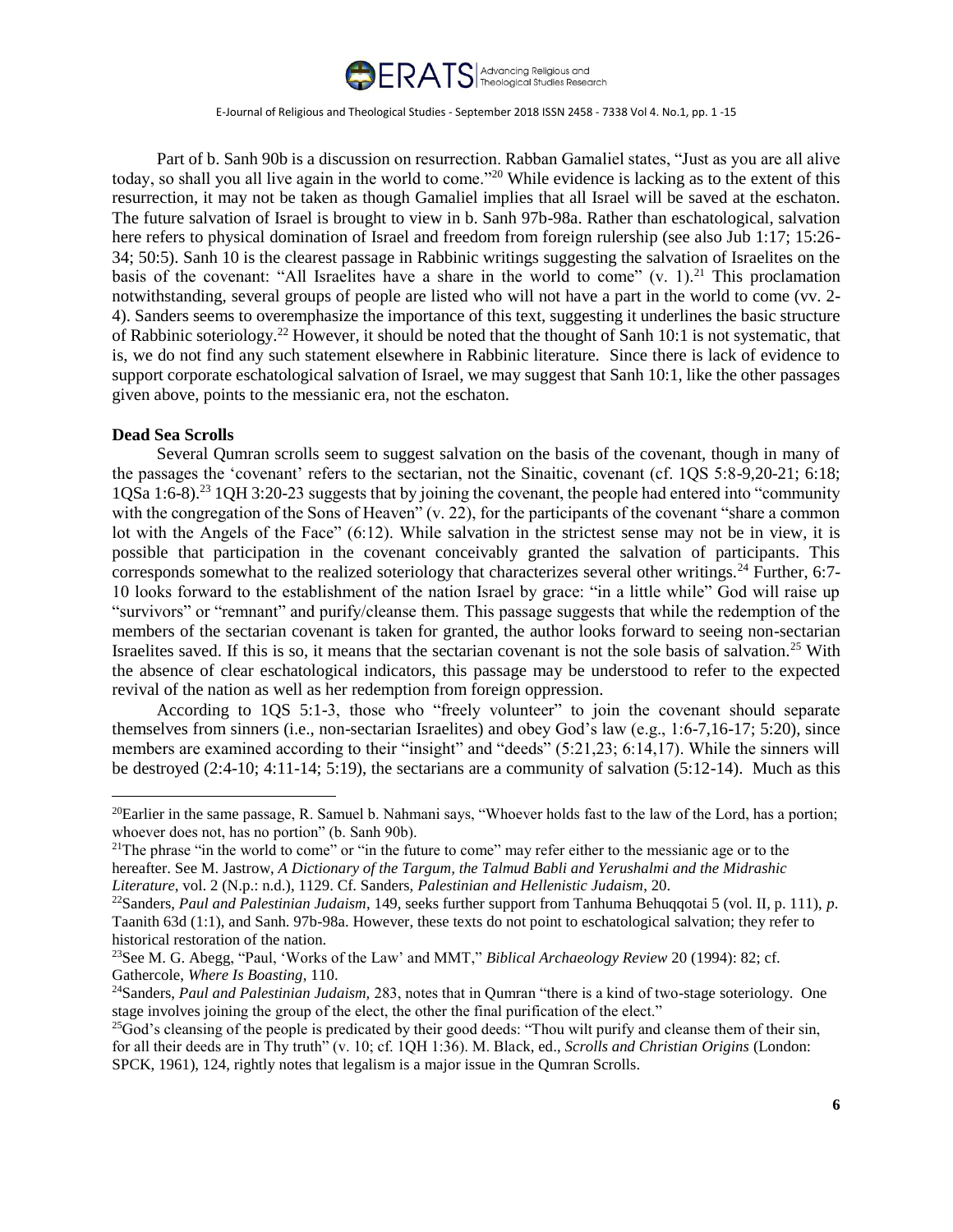Part of b. Sanh 90b is a discussion on resurrection. Rabban Gamaliel states, "Just as you are all alive today, so shall you all live again in the world to come."[20] While evidence is lacking as to the extent of this resurrection, it may not be taken as though Gamaliel implies that all Israel will be saved at the eschaton. The future salvation of Israel is brought to view in b. Sanh 97b-98a. Rather than eschatological, salvation here refers to physical domination of Israel and freedom from foreign rulership (see also Jub 1:17; 15:26-34; 50:5). Sanh 10 is the clearest passage in Rabbinic writings suggesting the salvation of Israelites on the basis of the covenant: "All Israelites have a share in the world to come" (v. 1).[21] This proclamation notwithstanding, several groups of people are listed who will not have a part in the world to come (vv. 2-4). Sanders seems to overemphasize the importance of this text, suggesting it underlines the basic structure of Rabbinic soteriology.[22] However, it should be noted that the thought of Sanh 10:1 is not systematic, that is, we do not find any such statement elsewhere in Rabbinic literature. Since there is lack of evidence to support corporate eschatological salvation of Israel, we may suggest that Sanh 10:1, like the other passages given above, points to the messianic era, not the eschaton.

**Dead Sea Scrolls**

Several Qumran scrolls seem to suggest salvation on the basis of the covenant, though in many of the passages the 'covenant' refers to the sectarian, not the Sinaitic, covenant (cf. 1QS 5:8-9,20-21; 6:18; 1QSa 1:6-8).[23] 1QH 3:20-23 suggests that by joining the covenant, the people had entered into "community with the congregation of the Sons of Heaven" (v. 22), for the participants of the covenant "share a common lot with the Angels of the Face" (6:12). While salvation in the strictest sense may not be in view, it is possible that participation in the covenant conceivably granted the salvation of participants. This corresponds somewhat to the realized soteriology that characterizes several other writings.[24] Further, 6:7-10 looks forward to the establishment of the nation Israel by grace: "in a little while" God will raise up "survivors" or "remnant" and purify/cleanse them. This passage suggests that while the redemption of the members of the sectarian covenant is taken for granted, the author looks forward to seeing non-sectarian Israelites saved. If this is so, it means that the sectarian covenant is not the sole basis of salvation.[25] With the absence of clear eschatological indicators, this passage may be understood to refer to the expected revival of the nation as well as her redemption from foreign oppression.

According to 1QS 5:1-3, those who "freely volunteer" to join the covenant should separate themselves from sinners (i.e., non-sectarian Israelites) and obey God's law (e.g., 1:6-7,16-17; 5:20), since members are examined according to their "insight" and "deeds" (5:21,23; 6:14,17). While the sinners will be destroyed (2:4-10; 4:11-14; 5:19), the sectarians are a community of salvation (5:12-14). Much as this

---

[20]Earlier in the same passage, R. Samuel b. Nahmani says, "Whoever holds fast to the law of the Lord, has a portion; whoever does not, has no portion" (b. Sanh 90b).

[21]The phrase "in the world to come" or "in the future to come" may refer either to the messianic age or to the hereafter. See M. Jastrow, *A Dictionary of the Targum, the Talmud Babli and Yerushalmi and the Midrashic Literature,* vol. 2 (N.p.: n.d.), 1129. Cf. Sanders, *Palestinian and Hellenistic Judaism,* 20.

[22]Sanders, *Paul and Palestinian Judaism,* 149, seeks further support from Tanhuma Behuqqotai 5 (vol. II, p. 111), *p*. Taanith 63d (1:1), and Sanh. 97b-98a. However, these texts do not point to eschatological salvation; they refer to historical restoration of the nation.

[23]See M. G. Abegg, "Paul, 'Works of the Law' and MMT," *Biblical Archaeology Review* 20 (1994): 82; cf. Gathercole, *Where Is Boasting*, 110.

[24]Sanders, *Paul and Palestinian Judaism,* 283, notes that in Qumran "there is a kind of two-stage soteriology. One stage involves joining the group of the elect, the other the final purification of the elect."

[25]God's cleansing of the people is predicated by their good deeds: "Thou wilt purify and cleanse them of their sin, for all their deeds are in Thy truth" (v. 10; cf. 1QH 1:36). M. Black, ed., *Scrolls and Christian Origins* (London: SPCK, 1961), 124, rightly notes that legalism is a major issue in the Qumran Scrolls.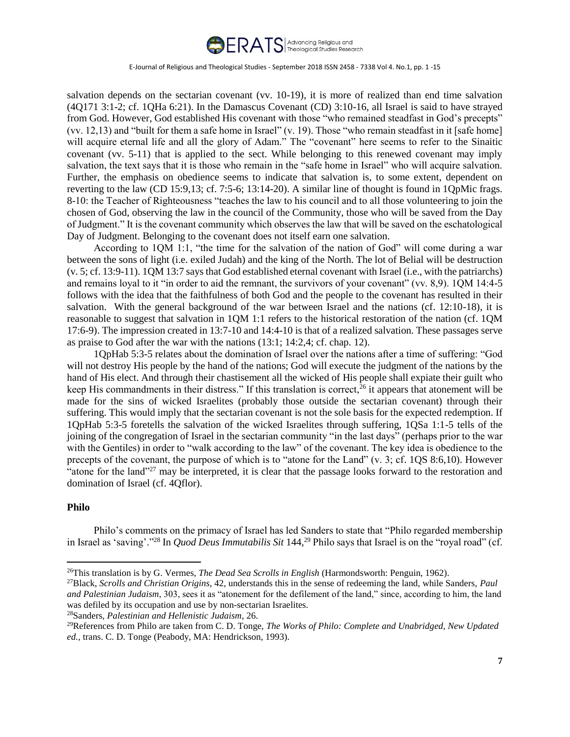salvation depends on the sectarian covenant (vv. 10-19), it is more of realized than end time salvation (4Q171 3:1-2; cf. 1QHa 6:21). In the Damascus Covenant (CD) 3:10-16, all Israel is said to have strayed from God. However, God established His covenant with those "who remained steadfast in God's precepts" (vv. 12,13) and "built for them a safe home in Israel" (v. 19). Those "who remain steadfast in it [safe home] will acquire eternal life and all the glory of Adam." The "covenant" here seems to refer to the Sinaitic covenant (vv. 5-11) that is applied to the sect. While belonging to this renewed covenant may imply salvation, the text says that it is those who remain in the "safe home in Israel" who will acquire salvation. Further, the emphasis on obedience seems to indicate that salvation is, to some extent, dependent on reverting to the law (CD 15:9,13; cf. 7:5-6; 13:14-20). A similar line of thought is found in 1QpMic frags. 8-10: the Teacher of Righteousness "teaches the law to his council and to all those volunteering to join the chosen of God, observing the law in the council of the Community, those who will be saved from the Day of Judgment." It is the covenant community which observes the law that will be saved on the eschatological Day of Judgment. Belonging to the covenant does not itself earn one salvation.

According to 1QM 1:1, "the time for the salvation of the nation of God" will come during a war between the sons of light (i.e. exiled Judah) and the king of the North. The lot of Belial will be destruction (v. 5; cf. 13:9-11). 1QM 13:7 says that God established eternal covenant with Israel (i.e., with the patriarchs) and remains loyal to it "in order to aid the remnant, the survivors of your covenant" (vv. 8,9). 1QM 14:4-5 follows with the idea that the faithfulness of both God and the people to the covenant has resulted in their salvation. With the general background of the war between Israel and the nations (cf. 12:10-18), it is reasonable to suggest that salvation in 1QM 1:1 refers to the historical restoration of the nation (cf. 1QM 17:6-9). The impression created in 13:7-10 and 14:4-10 is that of a realized salvation. These passages serve as praise to God after the war with the nations (13:1; 14:2,4; cf. chap. 12).

1QpHab 5:3-5 relates about the domination of Israel over the nations after a time of suffering: "God will not destroy His people by the hand of the nations; God will execute the judgment of the nations by the hand of His elect. And through their chastisement all the wicked of His people shall expiate their guilt who keep His commandments in their distress." If this translation is correct,[26] it appears that atonement will be made for the sins of wicked Israelites (probably those outside the sectarian covenant) through their suffering. This would imply that the sectarian covenant is not the sole basis for the expected redemption. If 1QpHab 5:3-5 foretells the salvation of the wicked Israelites through suffering, 1QSa 1:1-5 tells of the joining of the congregation of Israel in the sectarian community "in the last days" (perhaps prior to the war with the Gentiles) in order to "walk according to the law" of the covenant. The key idea is obedience to the precepts of the covenant, the purpose of which is to "atone for the Land" (v. 3; cf. 1QS 8:6,10). However "atone for the land"[27] may be interpreted, it is clear that the passage looks forward to the restoration and domination of Israel (cf. 4Qflor).

### Philo

Philo's comments on the primacy of Israel has led Sanders to state that "Philo regarded membership in Israel as 'saving'."[28] In *Quod Deus Immutabilis Sit* 144,[29] Philo says that Israel is on the "royal road" (cf.

---

[26]This translation is by G. Vermes, *The Dead Sea Scrolls in English* (Harmondsworth: Penguin, 1962).

[27]Black, *Scrolls and Christian Origins*, 42, understands this in the sense of redeeming the land, while Sanders, *Paul and Palestinian Judaism*, 303, sees it as "atonement for the defilement of the land," since, according to him, the land was defiled by its occupation and use by non-sectarian Israelites.

[28]Sanders, *Palestinian and Hellenistic Judaism*, 26.

[29]References from Philo are taken from C. D. Tonge, *The Works of Philo: Complete and Unabridged, New Updated ed.*, trans. C. D. Tonge (Peabody, MA: Hendrickson, 1993).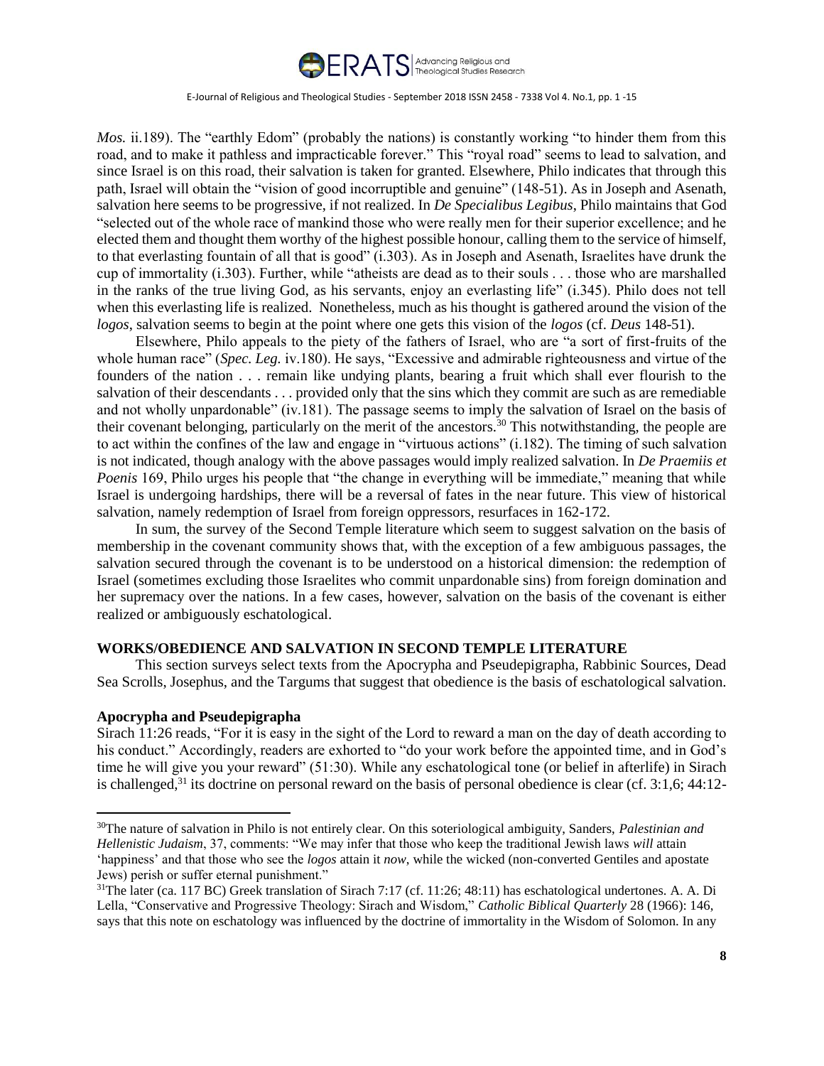*Mos.* ii.189). The "earthly Edom" (probably the nations) is constantly working "to hinder them from this road, and to make it pathless and impracticable forever." This "royal road" seems to lead to salvation, and since Israel is on this road, their salvation is taken for granted. Elsewhere, Philo indicates that through this path, Israel will obtain the "vision of good incorruptible and genuine" (148-51). As in Joseph and Asenath, salvation here seems to be progressive, if not realized. In *De Specialibus Legibus*, Philo maintains that God "selected out of the whole race of mankind those who were really men for their superior excellence; and he elected them and thought them worthy of the highest possible honour, calling them to the service of himself, to that everlasting fountain of all that is good" (i.303). As in Joseph and Asenath, Israelites have drunk the cup of immortality (i.303). Further, while "atheists are dead as to their souls . . . those who are marshalled in the ranks of the true living God, as his servants, enjoy an everlasting life" (i.345). Philo does not tell when this everlasting life is realized. Nonetheless, much as his thought is gathered around the vision of the *logos*, salvation seems to begin at the point where one gets this vision of the *logos* (cf. *Deus* 148-51).

Elsewhere, Philo appeals to the piety of the fathers of Israel, who are "a sort of first-fruits of the whole human race" (*Spec. Leg.* iv.180). He says, "Excessive and admirable righteousness and virtue of the founders of the nation . . . remain like undying plants, bearing a fruit which shall ever flourish to the salvation of their descendants . . . provided only that the sins which they commit are such as are remediable and not wholly unpardonable" (iv.181). The passage seems to imply the salvation of Israel on the basis of their covenant belonging, particularly on the merit of the ancestors.[30] This notwithstanding, the people are to act within the confines of the law and engage in "virtuous actions" (i.182). The timing of such salvation is not indicated, though analogy with the above passages would imply realized salvation. In *De Praemiis et Poenis* 169, Philo urges his people that "the change in everything will be immediate," meaning that while Israel is undergoing hardships, there will be a reversal of fates in the near future. This view of historical salvation, namely redemption of Israel from foreign oppressors, resurfaces in 162-172.

In sum, the survey of the Second Temple literature which seem to suggest salvation on the basis of membership in the covenant community shows that, with the exception of a few ambiguous passages, the salvation secured through the covenant is to be understood on a historical dimension: the redemption of Israel (sometimes excluding those Israelites who commit unpardonable sins) from foreign domination and her supremacy over the nations. In a few cases, however, salvation on the basis of the covenant is either realized or ambiguously eschatological.

## WORKS/OBEDIENCE AND SALVATION IN SECOND TEMPLE LITERATURE

This section surveys select texts from the Apocrypha and Pseudepigrapha, Rabbinic Sources, Dead Sea Scrolls, Josephus, and the Targums that suggest that obedience is the basis of eschatological salvation.

### Apocrypha and Pseudepigrapha

Sirach 11:26 reads, "For it is easy in the sight of the Lord to reward a man on the day of death according to his conduct." Accordingly, readers are exhorted to "do your work before the appointed time, and in God's time he will give you your reward" (51:30). While any eschatological tone (or belief in afterlife) in Sirach is challenged,[31] its doctrine on personal reward on the basis of personal obedience is clear (cf. 3:1,6; 44:12-

---

[30]The nature of salvation in Philo is not entirely clear. On this soteriological ambiguity, Sanders, *Palestinian and Hellenistic Judaism*, 37, comments: "We may infer that those who keep the traditional Jewish laws *will* attain 'happiness' and that those who see the *logos* attain it *now*, while the wicked (non-converted Gentiles and apostate Jews) perish or suffer eternal punishment."

[31]The later (ca. 117 BC) Greek translation of Sirach 7:17 (cf. 11:26; 48:11) has eschatological undertones. A. A. Di Lella, "Conservative and Progressive Theology: Sirach and Wisdom," *Catholic Biblical Quarterly* 28 (1966): 146, says that this note on eschatology was influenced by the doctrine of immortality in the Wisdom of Solomon. In any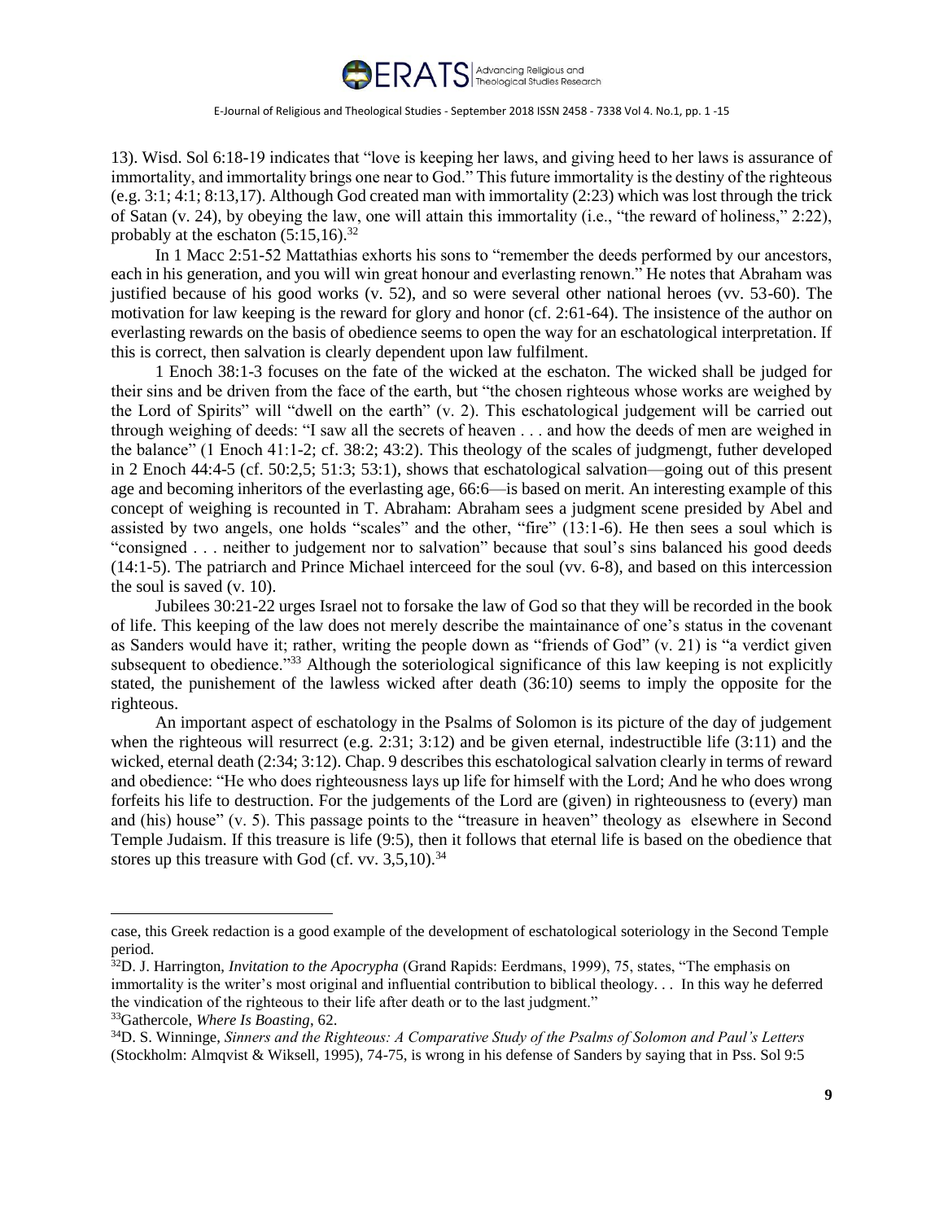13). Wisd. Sol 6:18-19 indicates that "love is keeping her laws, and giving heed to her laws is assurance of immortality, and immortality brings one near to God." This future immortality is the destiny of the righteous (e.g. 3:1; 4:1; 8:13,17). Although God created man with immortality (2:23) which was lost through the trick of Satan (v. 24), by obeying the law, one will attain this immortality (i.e., "the reward of holiness," 2:22), probably at the eschaton (5:15,16).[32]

In 1 Macc 2:51-52 Mattathias exhorts his sons to "remember the deeds performed by our ancestors, each in his generation, and you will win great honour and everlasting renown." He notes that Abraham was justified because of his good works (v. 52), and so were several other national heroes (vv. 53-60). The motivation for law keeping is the reward for glory and honor (cf. 2:61-64). The insistence of the author on everlasting rewards on the basis of obedience seems to open the way for an eschatological interpretation. If this is correct, then salvation is clearly dependent upon law fulfilment.

1 Enoch 38:1-3 focuses on the fate of the wicked at the eschaton. The wicked shall be judged for their sins and be driven from the face of the earth, but "the chosen righteous whose works are weighed by the Lord of Spirits" will "dwell on the earth" (v. 2). This eschatological judgement will be carried out through weighing of deeds: "I saw all the secrets of heaven . . . and how the deeds of men are weighed in the balance" (1 Enoch 41:1-2; cf. 38:2; 43:2). This theology of the scales of judgmengt, futher developed in 2 Enoch 44:4-5 (cf. 50:2,5; 51:3; 53:1), shows that eschatological salvation—going out of this present age and becoming inheritors of the everlasting age, 66:6—is based on merit. An interesting example of this concept of weighing is recounted in T. Abraham: Abraham sees a judgment scene presided by Abel and assisted by two angels, one holds "scales" and the other, "fire" (13:1-6). He then sees a soul which is "consigned . . . neither to judgement nor to salvation" because that soul's sins balanced his good deeds (14:1-5). The patriarch and Prince Michael interceed for the soul (vv. 6-8), and based on this intercession the soul is saved (v. 10).

Jubilees 30:21-22 urges Israel not to forsake the law of God so that they will be recorded in the book of life. This keeping of the law does not merely describe the maintainance of one's status in the covenant as Sanders would have it; rather, writing the people down as "friends of God" (v. 21) is "a verdict given subsequent to obedience."[33] Although the soteriological significance of this law keeping is not explicitly stated, the punishement of the lawless wicked after death (36:10) seems to imply the opposite for the righteous.

An important aspect of eschatology in the Psalms of Solomon is its picture of the day of judgement when the righteous will resurrect (e.g. 2:31; 3:12) and be given eternal, indestructible life (3:11) and the wicked, eternal death (2:34; 3:12). Chap. 9 describes this eschatological salvation clearly in terms of reward and obedience: "He who does righteousness lays up life for himself with the Lord; And he who does wrong forfeits his life to destruction. For the judgements of the Lord are (given) in righteousness to (every) man and (his) house" (v. 5). This passage points to the "treasure in heaven" theology as elsewhere in Second Temple Judaism. If this treasure is life (9:5), then it follows that eternal life is based on the obedience that stores up this treasure with God (cf. vv. 3,5,10).[34]

---

case, this Greek redaction is a good example of the development of eschatological soteriology in the Second Temple period.

[32]D. J. Harrington, *Invitation to the Apocrypha* (Grand Rapids: Eerdmans, 1999), 75, states, "The emphasis on immortality is the writer's most original and influential contribution to biblical theology. . . In this way he deferred the vindication of the righteous to their life after death or to the last judgment."

[33]Gathercole, *Where Is Boasting*, 62.

[34]D. S. Winninge, *Sinners and the Righteous: A Comparative Study of the Psalms of Solomon and Paul's Letters* (Stockholm: Almqvist & Wiksell, 1995), 74-75, is wrong in his defense of Sanders by saying that in Pss. Sol 9:5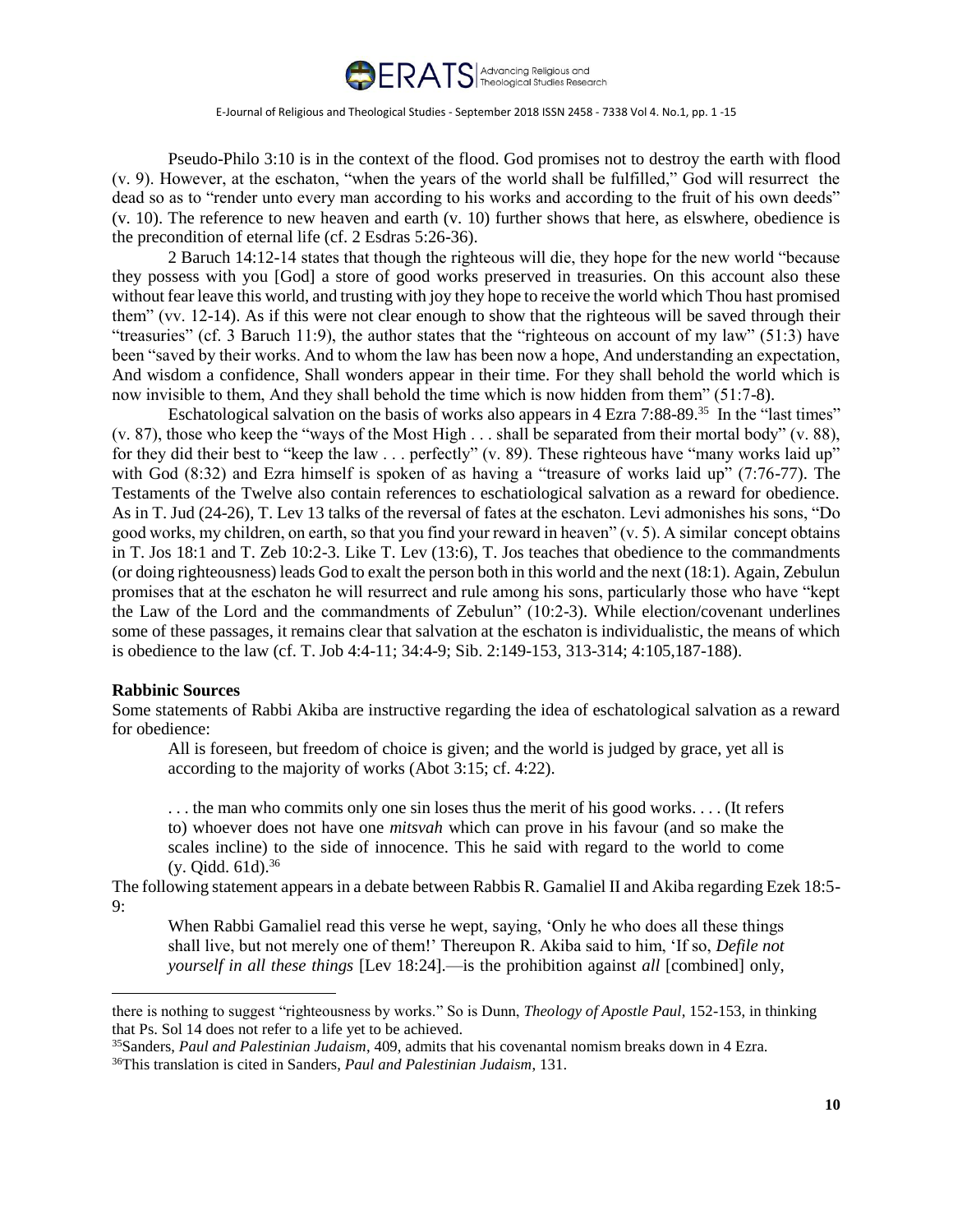Pseudo-Philo 3:10 is in the context of the flood. God promises not to destroy the earth with flood (v. 9). However, at the eschaton, "when the years of the world shall be fulfilled," God will resurrect the dead so as to "render unto every man according to his works and according to the fruit of his own deeds" (v. 10). The reference to new heaven and earth (v. 10) further shows that here, as elswhere, obedience is the precondition of eternal life (cf. 2 Esdras 5:26-36).

2 Baruch 14:12-14 states that though the righteous will die, they hope for the new world "because they possess with you [God] a store of good works preserved in treasuries. On this account also these without fear leave this world, and trusting with joy they hope to receive the world which Thou hast promised them" (vv. 12-14). As if this were not clear enough to show that the righteous will be saved through their "treasuries" (cf. 3 Baruch 11:9), the author states that the "righteous on account of my law" (51:3) have been "saved by their works. And to whom the law has been now a hope, And understanding an expectation, And wisdom a confidence, Shall wonders appear in their time. For they shall behold the world which is now invisible to them, And they shall behold the time which is now hidden from them" (51:7-8).

Eschatological salvation on the basis of works also appears in 4 Ezra 7:88-89.[35] In the "last times" (v. 87), those who keep the "ways of the Most High . . . shall be separated from their mortal body" (v. 88), for they did their best to "keep the law . . . perfectly" (v. 89). These righteous have "many works laid up" with God (8:32) and Ezra himself is spoken of as having a "treasure of works laid up" (7:76-77). The Testaments of the Twelve also contain references to eschatiological salvation as a reward for obedience. As in T. Jud (24-26), T. Lev 13 talks of the reversal of fates at the eschaton. Levi admonishes his sons, "Do good works, my children, on earth, so that you find your reward in heaven" (v. 5). A similar concept obtains in T. Jos 18:1 and T. Zeb 10:2-3. Like T. Lev (13:6), T. Jos teaches that obedience to the commandments (or doing righteousness) leads God to exalt the person both in this world and the next (18:1). Again, Zebulun promises that at the eschaton he will resurrect and rule among his sons, particularly those who have "kept the Law of the Lord and the commandments of Zebulun" (10:2-3). While election/covenant underlines some of these passages, it remains clear that salvation at the eschaton is individualistic, the means of which is obedience to the law (cf. T. Job 4:4-11; 34:4-9; Sib. 2:149-153, 313-314; 4:105,187-188).

**Rabbinic Sources**

Some statements of Rabbi Akiba are instructive regarding the idea of eschatological salvation as a reward for obedience:

> All is foreseen, but freedom of choice is given; and the world is judged by grace, yet all is according to the majority of works (Abot 3:15; cf. 4:22).
>
> . . . the man who commits only one sin loses thus the merit of his good works. . . . (It refers to) whoever does not have one *mitsvah* which can prove in his favour (and so make the scales incline) to the side of innocence. This he said with regard to the world to come (y. Qidd. 61d).[36]

The following statement appears in a debate between Rabbis R. Gamaliel II and Akiba regarding Ezek 18:5-9:

> When Rabbi Gamaliel read this verse he wept, saying, 'Only he who does all these things shall live, but not merely one of them!' Thereupon R. Akiba said to him, 'If so, *Defile not yourself in all these things* [Lev 18:24].—is the prohibition against *all* [combined] only,

---

there is nothing to suggest "righteousness by works." So is Dunn, *Theology of Apostle Paul*, 152-153, in thinking that Ps. Sol 14 does not refer to a life yet to be achieved.

[35] Sanders, *Paul and Palestinian Judaism*, 409, admits that his covenantal nomism breaks down in 4 Ezra.

[36] This translation is cited in Sanders, *Paul and Palestinian Judaism*, 131.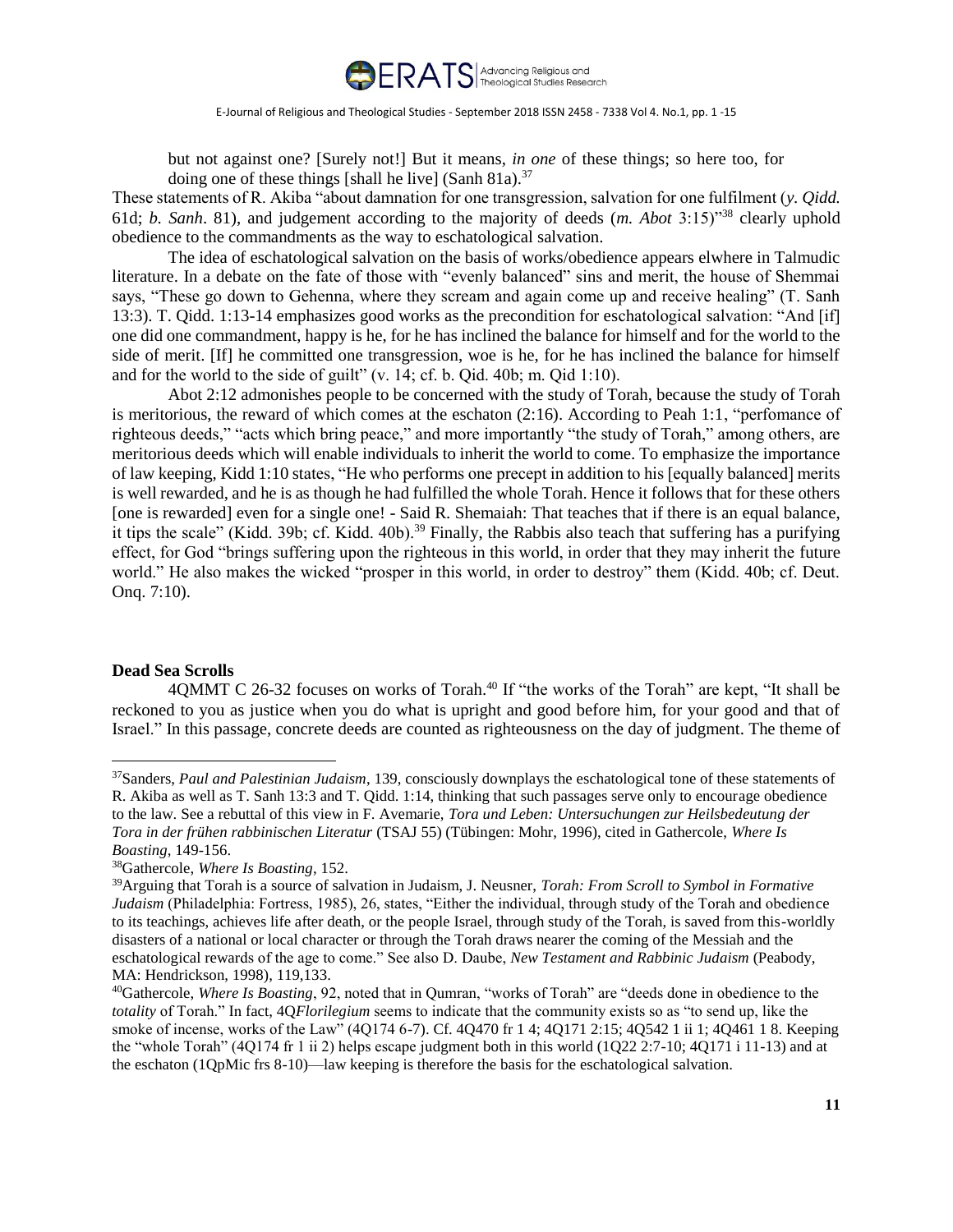but not against one? [Surely not!] But it means, *in one* of these things; so here too, for doing one of these things [shall he live] (Sanh 81a).[37]

These statements of R. Akiba "about damnation for one transgression, salvation for one fulfilment (*y. Qidd.* 61d; *b. Sanh*. 81), and judgement according to the majority of deeds (*m. Abot* 3:15)"[38] clearly uphold obedience to the commandments as the way to eschatological salvation.

The idea of eschatological salvation on the basis of works/obedience appears elwhere in Talmudic literature. In a debate on the fate of those with "evenly balanced" sins and merit, the house of Shemmai says, "These go down to Gehenna, where they scream and again come up and receive healing" (T. Sanh 13:3). T. Qidd. 1:13-14 emphasizes good works as the precondition for eschatological salvation: "And [if] one did one commandment, happy is he, for he has inclined the balance for himself and for the world to the side of merit. [If] he committed one transgression, woe is he, for he has inclined the balance for himself and for the world to the side of guilt" (v. 14; cf. b. Qid. 40b; m. Qid 1:10).

Abot 2:12 admonishes people to be concerned with the study of Torah, because the study of Torah is meritorious, the reward of which comes at the eschaton (2:16). According to Peah 1:1, "perfomance of righteous deeds," "acts which bring peace," and more importantly "the study of Torah," among others, are meritorious deeds which will enable individuals to inherit the world to come. To emphasize the importance of law keeping, Kidd 1:10 states, "He who performs one precept in addition to his [equally balanced] merits is well rewarded, and he is as though he had fulfilled the whole Torah. Hence it follows that for these others [one is rewarded] even for a single one! - Said R. Shemaiah: That teaches that if there is an equal balance, it tips the scale" (Kidd. 39b; cf. Kidd. 40b).[39] Finally, the Rabbis also teach that suffering has a purifying effect, for God "brings suffering upon the righteous in this world, in order that they may inherit the future world." He also makes the wicked "prosper in this world, in order to destroy" them (Kidd. 40b; cf. Deut. Onq. 7:10).

**Dead Sea Scrolls**

4QMMT C 26-32 focuses on works of Torah.[40] If "the works of the Torah" are kept, "It shall be reckoned to you as justice when you do what is upright and good before him, for your good and that of Israel." In this passage, concrete deeds are counted as righteousness on the day of judgment. The theme of

---

[37]Sanders, *Paul and Palestinian Judaism*, 139, consciously downplays the eschatological tone of these statements of R. Akiba as well as T. Sanh 13:3 and T. Qidd. 1:14, thinking that such passages serve only to encourage obedience to the law. See a rebuttal of this view in F. Avemarie, *Tora und Leben: Untersuchungen zur Heilsbedeutung der Tora in der frühen rabbinischen Literatur* (TSAJ 55) (Tübingen: Mohr, 1996), cited in Gathercole, *Where Is Boasting*, 149-156.

[38]Gathercole, *Where Is Boasting*, 152.

[39]Arguing that Torah is a source of salvation in Judaism, J. Neusner, *Torah: From Scroll to Symbol in Formative Judaism* (Philadelphia: Fortress, 1985), 26, states, "Either the individual, through study of the Torah and obedience to its teachings, achieves life after death, or the people Israel, through study of the Torah, is saved from this-worldly disasters of a national or local character or through the Torah draws nearer the coming of the Messiah and the eschatological rewards of the age to come." See also D. Daube, *New Testament and Rabbinic Judaism* (Peabody, MA: Hendrickson, 1998), 119,133.

[40]Gathercole, *Where Is Boasting*, 92, noted that in Qumran, "works of Torah" are "deeds done in obedience to the *totality* of Torah." In fact, 4Q*Florilegium* seems to indicate that the community exists so as "to send up, like the smoke of incense, works of the Law" (4Q174 6-7). Cf. 4Q470 fr 1 4; 4Q171 2:15; 4Q542 1 ii 1; 4Q461 1 8. Keeping the "whole Torah" (4Q174 fr 1 ii 2) helps escape judgment both in this world (1Q22 2:7-10; 4Q171 i 11-13) and at the eschaton (1QpMic frs 8-10)—law keeping is therefore the basis for the eschatological salvation.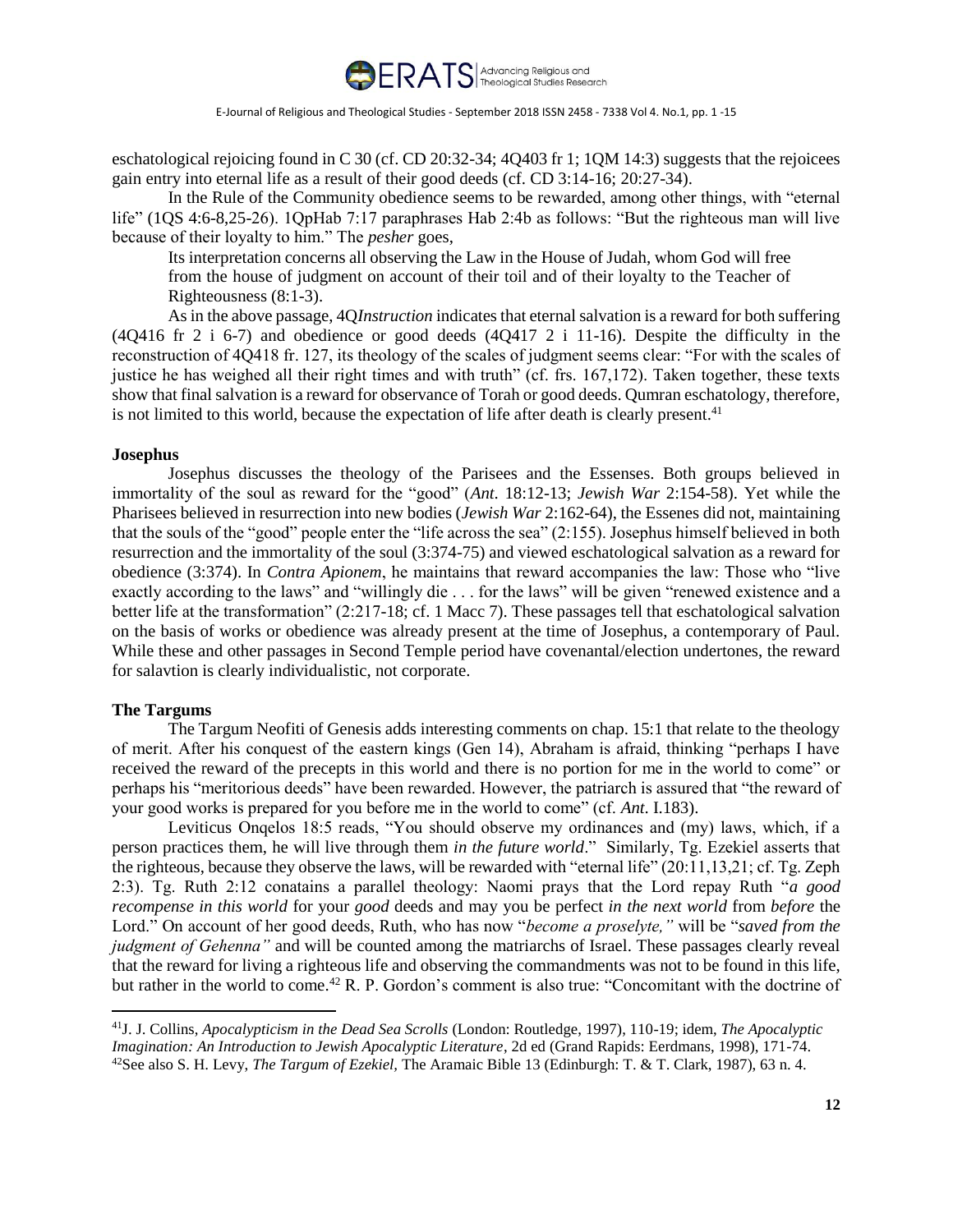eschatological rejoicing found in C 30 (cf. CD 20:32-34; 4Q403 fr 1; 1QM 14:3) suggests that the rejoicees gain entry into eternal life as a result of their good deeds (cf. CD 3:14-16; 20:27-34).

In the Rule of the Community obedience seems to be rewarded, among other things, with "eternal life" (1QS 4:6-8,25-26). 1QpHab 7:17 paraphrases Hab 2:4b as follows: "But the righteous man will live because of their loyalty to him." The *pesher* goes,

> Its interpretation concerns all observing the Law in the House of Judah, whom God will free from the house of judgment on account of their toil and of their loyalty to the Teacher of Righteousness (8:1-3).

As in the above passage, 4Q*Instruction* indicates that eternal salvation is a reward for both suffering (4Q416 fr 2 i 6-7) and obedience or good deeds (4Q417 2 i 11-16). Despite the difficulty in the reconstruction of 4Q418 fr. 127, its theology of the scales of judgment seems clear: "For with the scales of justice he has weighed all their right times and with truth" (cf. frs. 167,172). Taken together, these texts show that final salvation is a reward for observance of Torah or good deeds. Qumran eschatology, therefore, is not limited to this world, because the expectation of life after death is clearly present.[41]

**Josephus**

Josephus discusses the theology of the Parisees and the Essenses. Both groups believed in immortality of the soul as reward for the "good" (*Ant*. 18:12-13; *Jewish War* 2:154-58). Yet while the Pharisees believed in resurrection into new bodies (*Jewish War* 2:162-64), the Essenes did not, maintaining that the souls of the "good" people enter the "life across the sea" (2:155). Josephus himself believed in both resurrection and the immortality of the soul (3:374-75) and viewed eschatological salvation as a reward for obedience (3:374). In *Contra Apionem*, he maintains that reward accompanies the law: Those who "live exactly according to the laws" and "willingly die . . . for the laws" will be given "renewed existence and a better life at the transformation" (2:217-18; cf. 1 Macc 7). These passages tell that eschatological salvation on the basis of works or obedience was already present at the time of Josephus, a contemporary of Paul. While these and other passages in Second Temple period have covenantal/election undertones, the reward for salavtion is clearly individualistic, not corporate.

**The Targums**

The Targum Neofiti of Genesis adds interesting comments on chap. 15:1 that relate to the theology of merit. After his conquest of the eastern kings (Gen 14), Abraham is afraid, thinking "perhaps I have received the reward of the precepts in this world and there is no portion for me in the world to come" or perhaps his "meritorious deeds" have been rewarded. However, the patriarch is assured that "the reward of your good works is prepared for you before me in the world to come" (cf. *Ant*. I.183).

Leviticus Onqelos 18:5 reads, "You should observe my ordinances and (my) laws, which, if a person practices them, he will live through them *in the future world*." Similarly, Tg. Ezekiel asserts that the righteous, because they observe the laws, will be rewarded with "eternal life" (20:11,13,21; cf. Tg. Zeph 2:3). Tg. Ruth 2:12 conatains a parallel theology: Naomi prays that the Lord repay Ruth "*a good recompense in this world* for your *good* deeds and may you be perfect *in the next world* from *before* the Lord." On account of her good deeds, Ruth, who has now "*become a proselyte,"* will be "*saved from the judgment of Gehenna"* and will be counted among the matriarchs of Israel. These passages clearly reveal that the reward for living a righteous life and observing the commandments was not to be found in this life, but rather in the world to come.[42] R. P. Gordon's comment is also true: "Concomitant with the doctrine of

---

[41] J. J. Collins, *Apocalypticism in the Dead Sea Scrolls* (London: Routledge, 1997), 110-19; idem, *The Apocalyptic Imagination: An Introduction to Jewish Apocalyptic Literature*, 2d ed (Grand Rapids: Eerdmans, 1998), 171-74.

[42] See also S. H. Levy, *The Targum of Ezekiel*, The Aramaic Bible 13 (Edinburgh: T. & T. Clark, 1987), 63 n. 4.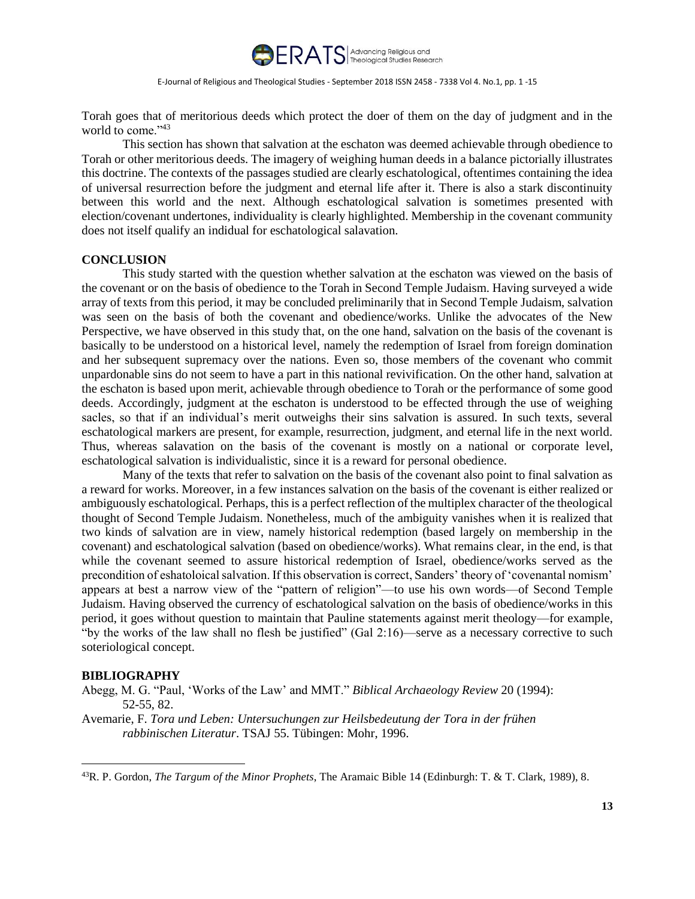Torah goes that of meritorious deeds which protect the doer of them on the day of judgment and in the world to come."[43]

This section has shown that salvation at the eschaton was deemed achievable through obedience to Torah or other meritorious deeds. The imagery of weighing human deeds in a balance pictorially illustrates this doctrine. The contexts of the passages studied are clearly eschatological, oftentimes containing the idea of universal resurrection before the judgment and eternal life after it. There is also a stark discontinuity between this world and the next. Although eschatological salvation is sometimes presented with election/covenant undertones, individuality is clearly highlighted. Membership in the covenant community does not itself qualify an indidual for eschatological salavation.

## CONCLUSION

This study started with the question whether salvation at the eschaton was viewed on the basis of the covenant or on the basis of obedience to the Torah in Second Temple Judaism. Having surveyed a wide array of texts from this period, it may be concluded preliminarily that in Second Temple Judaism, salvation was seen on the basis of both the covenant and obedience/works. Unlike the advocates of the New Perspective, we have observed in this study that, on the one hand, salvation on the basis of the covenant is basically to be understood on a historical level, namely the redemption of Israel from foreign domination and her subsequent supremacy over the nations. Even so, those members of the covenant who commit unpardonable sins do not seem to have a part in this national revivification. On the other hand, salvation at the eschaton is based upon merit, achievable through obedience to Torah or the performance of some good deeds. Accordingly, judgment at the eschaton is understood to be effected through the use of weighing sacles, so that if an individual's merit outweighs their sins salvation is assured. In such texts, several eschatological markers are present, for example, resurrection, judgment, and eternal life in the next world. Thus, whereas salavation on the basis of the covenant is mostly on a national or corporate level, eschatological salvation is individualistic, since it is a reward for personal obedience.

Many of the texts that refer to salvation on the basis of the covenant also point to final salvation as a reward for works. Moreover, in a few instances salvation on the basis of the covenant is either realized or ambiguously eschatological. Perhaps, this is a perfect reflection of the multiplex character of the theological thought of Second Temple Judaism. Nonetheless, much of the ambiguity vanishes when it is realized that two kinds of salvation are in view, namely historical redemption (based largely on membership in the covenant) and eschatological salvation (based on obedience/works). What remains clear, in the end, is that while the covenant seemed to assure historical redemption of Israel, obedience/works served as the precondition of eshatoloical salvation. If this observation is correct, Sanders' theory of 'covenantal nomism' appears at best a narrow view of the "pattern of religion"—to use his own words—of Second Temple Judaism. Having observed the currency of eschatological salvation on the basis of obedience/works in this period, it goes without question to maintain that Pauline statements against merit theology—for example, "by the works of the law shall no flesh be justified" (Gal 2:16)—serve as a necessary corrective to such soteriological concept.

## BIBLIOGRAPHY

Abegg, M. G. "Paul, 'Works of the Law' and MMT." *Biblical Archaeology Review* 20 (1994): 52-55, 82.

Avemarie, F. *Tora und Leben: Untersuchungen zur Heilsbedeutung der Tora in der frühen rabbinischen Literatur*. TSAJ 55. Tübingen: Mohr, 1996.

---

[43]R. P. Gordon, *The Targum of the Minor Prophets*, The Aramaic Bible 14 (Edinburgh: T. & T. Clark, 1989), 8.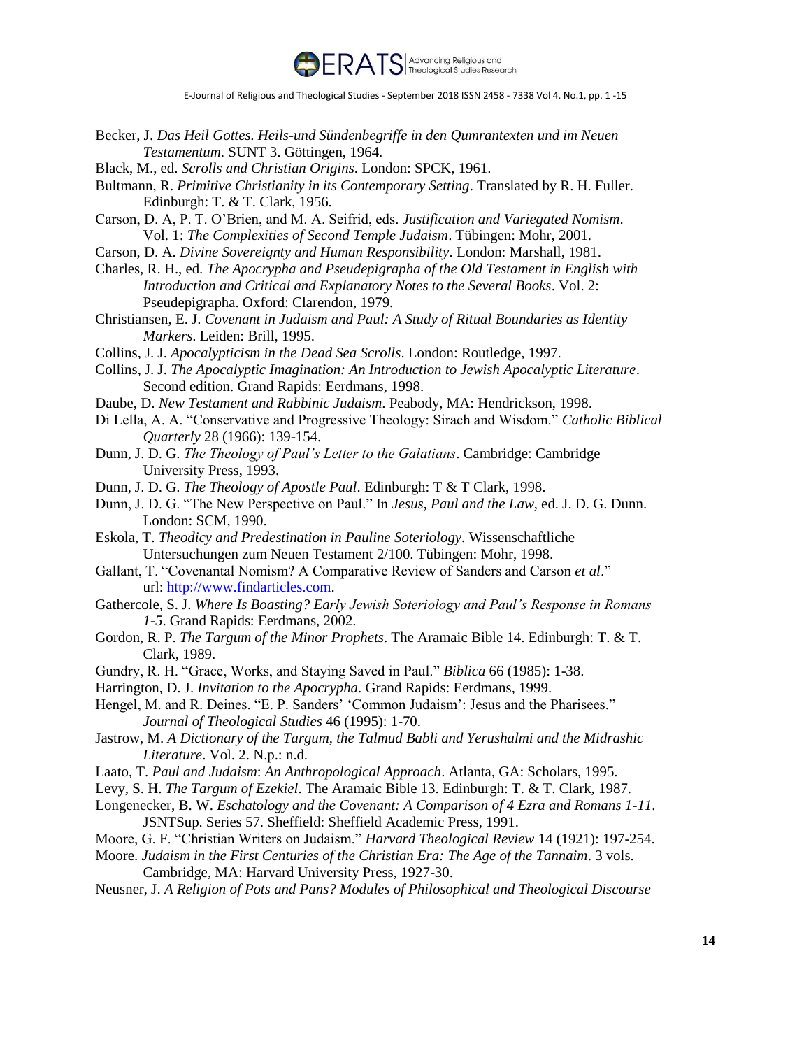Becker, J. *Das Heil Gottes. Heils-und Sündenbegriffe in den Qumrantexten und im Neuen Testamentum*. SUNT 3. Göttingen, 1964.

Black, M., ed. *Scrolls and Christian Origins*. London: SPCK, 1961.

Bultmann, R. *Primitive Christianity in its Contemporary Setting*. Translated by R. H. Fuller. Edinburgh: T. & T. Clark, 1956.

Carson, D. A, P. T. O'Brien, and M. A. Seifrid, eds. *Justification and Variegated Nomism*. Vol. 1: *The Complexities of Second Temple Judaism*. Tübingen: Mohr, 2001.

Carson, D. A. *Divine Sovereignty and Human Responsibility*. London: Marshall, 1981.

Charles, R. H., ed. *The Apocrypha and Pseudepigrapha of the Old Testament in English with Introduction and Critical and Explanatory Notes to the Several Books*. Vol. 2: Pseudepigrapha. Oxford: Clarendon, 1979.

Christiansen, E. J. *Covenant in Judaism and Paul: A Study of Ritual Boundaries as Identity Markers*. Leiden: Brill, 1995.

Collins, J. J. *Apocalypticism in the Dead Sea Scrolls*. London: Routledge, 1997.

Collins, J. J. *The Apocalyptic Imagination: An Introduction to Jewish Apocalyptic Literature*. Second edition. Grand Rapids: Eerdmans, 1998.

Daube, D. *New Testament and Rabbinic Judaism*. Peabody, MA: Hendrickson, 1998.

Di Lella, A. A. "Conservative and Progressive Theology: Sirach and Wisdom." *Catholic Biblical Quarterly* 28 (1966): 139-154.

Dunn, J. D. G. *The Theology of Paul's Letter to the Galatians*. Cambridge: Cambridge University Press, 1993.

Dunn, J. D. G. *The Theology of Apostle Paul*. Edinburgh: T & T Clark, 1998.

Dunn, J. D. G. "The New Perspective on Paul." In *Jesus, Paul and the Law*, ed. J. D. G. Dunn. London: SCM, 1990.

Eskola, T. *Theodicy and Predestination in Pauline Soteriology*. Wissenschaftliche Untersuchungen zum Neuen Testament 2/100. Tübingen: Mohr, 1998.

Gallant, T. "Covenantal Nomism? A Comparative Review of Sanders and Carson *et al*." url: http://www.findarticles.com.

Gathercole, S. J. *Where Is Boasting? Early Jewish Soteriology and Paul's Response in Romans 1-5*. Grand Rapids: Eerdmans, 2002.

Gordon, R. P. *The Targum of the Minor Prophets*. The Aramaic Bible 14. Edinburgh: T. & T. Clark, 1989.

Gundry, R. H. "Grace, Works, and Staying Saved in Paul." *Biblica* 66 (1985): 1-38.

Harrington, D. J. *Invitation to the Apocrypha*. Grand Rapids: Eerdmans, 1999.

Hengel, M. and R. Deines. "E. P. Sanders' 'Common Judaism': Jesus and the Pharisees." *Journal of Theological Studies* 46 (1995): 1-70.

Jastrow, M. *A Dictionary of the Targum, the Talmud Babli and Yerushalmi and the Midrashic Literature*. Vol. 2. N.p.: n.d.

Laato, T. *Paul and Judaism*: *An Anthropological Approach*. Atlanta, GA: Scholars, 1995.

Levy, S. H. *The Targum of Ezekiel*. The Aramaic Bible 13. Edinburgh: T. & T. Clark, 1987.

Longenecker, B. W. *Eschatology and the Covenant: A Comparison of 4 Ezra and Romans 1-11*. JSNTSup. Series 57. Sheffield: Sheffield Academic Press, 1991.

Moore, G. F. "Christian Writers on Judaism." *Harvard Theological Review* 14 (1921): 197-254.

Moore. *Judaism in the First Centuries of the Christian Era: The Age of the Tannaim*. 3 vols. Cambridge, MA: Harvard University Press, 1927-30.

Neusner, J. *A Religion of Pots and Pans? Modules of Philosophical and Theological Discourse*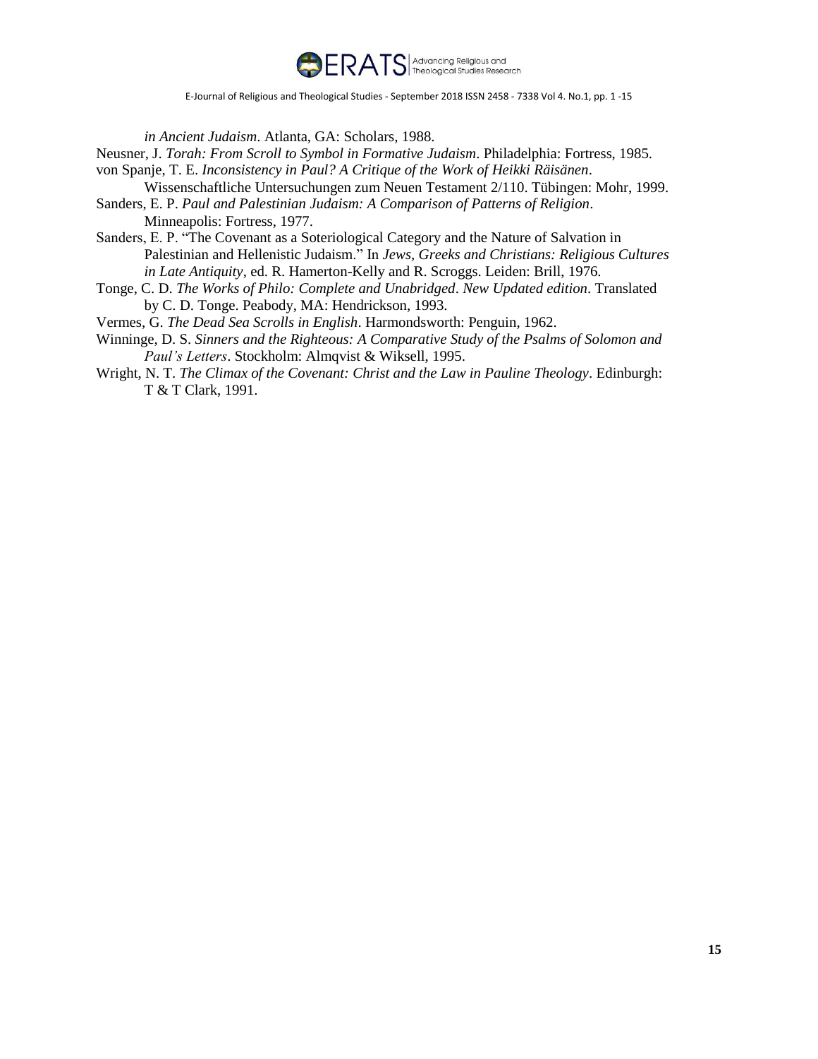*in Ancient Judaism*. Atlanta, GA: Scholars, 1988.

Neusner, J. *Torah: From Scroll to Symbol in Formative Judaism*. Philadelphia: Fortress, 1985.

von Spanje, T. E. *Inconsistency in Paul? A Critique of the Work of Heikki Räisänen*. Wissenschaftliche Untersuchungen zum Neuen Testament 2/110. Tübingen: Mohr, 1999.

Sanders, E. P. *Paul and Palestinian Judaism: A Comparison of Patterns of Religion*. Minneapolis: Fortress, 1977.

Sanders, E. P. "The Covenant as a Soteriological Category and the Nature of Salvation in Palestinian and Hellenistic Judaism." In *Jews, Greeks and Christians: Religious Cultures in Late Antiquity*, ed. R. Hamerton-Kelly and R. Scroggs. Leiden: Brill, 1976.

Tonge, C. D. *The Works of Philo: Complete and Unabridged*. *New Updated edition*. Translated by C. D. Tonge. Peabody, MA: Hendrickson, 1993.

Vermes, G. *The Dead Sea Scrolls in English*. Harmondsworth: Penguin, 1962.

Winninge, D. S. *Sinners and the Righteous: A Comparative Study of the Psalms of Solomon and Paul's Letters*. Stockholm: Almqvist & Wiksell, 1995.

Wright, N. T. *The Climax of the Covenant: Christ and the Law in Pauline Theology*. Edinburgh: T & T Clark, 1991.